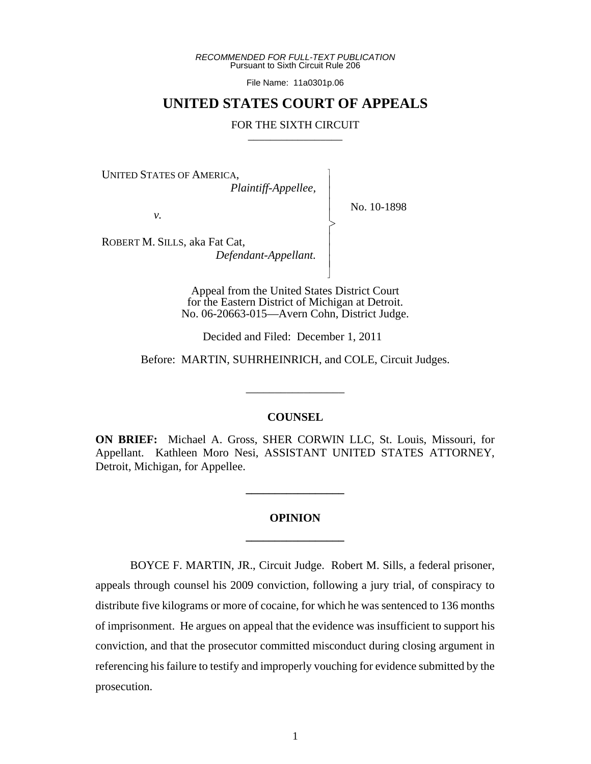*RECOMMENDED FOR FULL-TEXT PUBLICATION*
Pursuant to Sixth Circuit Rule 206

File Name: 11a0301p.06

# UNITED STATES COURT OF APPEALS

FOR THE SIXTH CIRCUIT

---

UNITED STATES OF AMERICA,
*Plaintiff-Appellee,*

*v.*

ROBERT M. SILLS, aka Fat Cat,
*Defendant-Appellant.*

No. 10-1898

Appeal from the United States District Court for the Eastern District of Michigan at Detroit.
No. 06-20663-015—Avern Cohn, District Judge.

Decided and Filed: December 1, 2011

Before: MARTIN, SUHRHEINRICH, and COLE, Circuit Judges.

---

## COUNSEL

**ON BRIEF:** Michael A. Gross, SHER CORWIN LLC, St. Louis, Missouri, for Appellant. Kathleen Moro Nesi, ASSISTANT UNITED STATES ATTORNEY, Detroit, Michigan, for Appellee.

---

## OPINION

---

BOYCE F. MARTIN, JR., Circuit Judge. Robert M. Sills, a federal prisoner, appeals through counsel his 2009 conviction, following a jury trial, of conspiracy to distribute five kilograms or more of cocaine, for which he was sentenced to 136 months of imprisonment. He argues on appeal that the evidence was insufficient to support his conviction, and that the prosecutor committed misconduct during closing argument in referencing his failure to testify and improperly vouching for evidence submitted by the prosecution.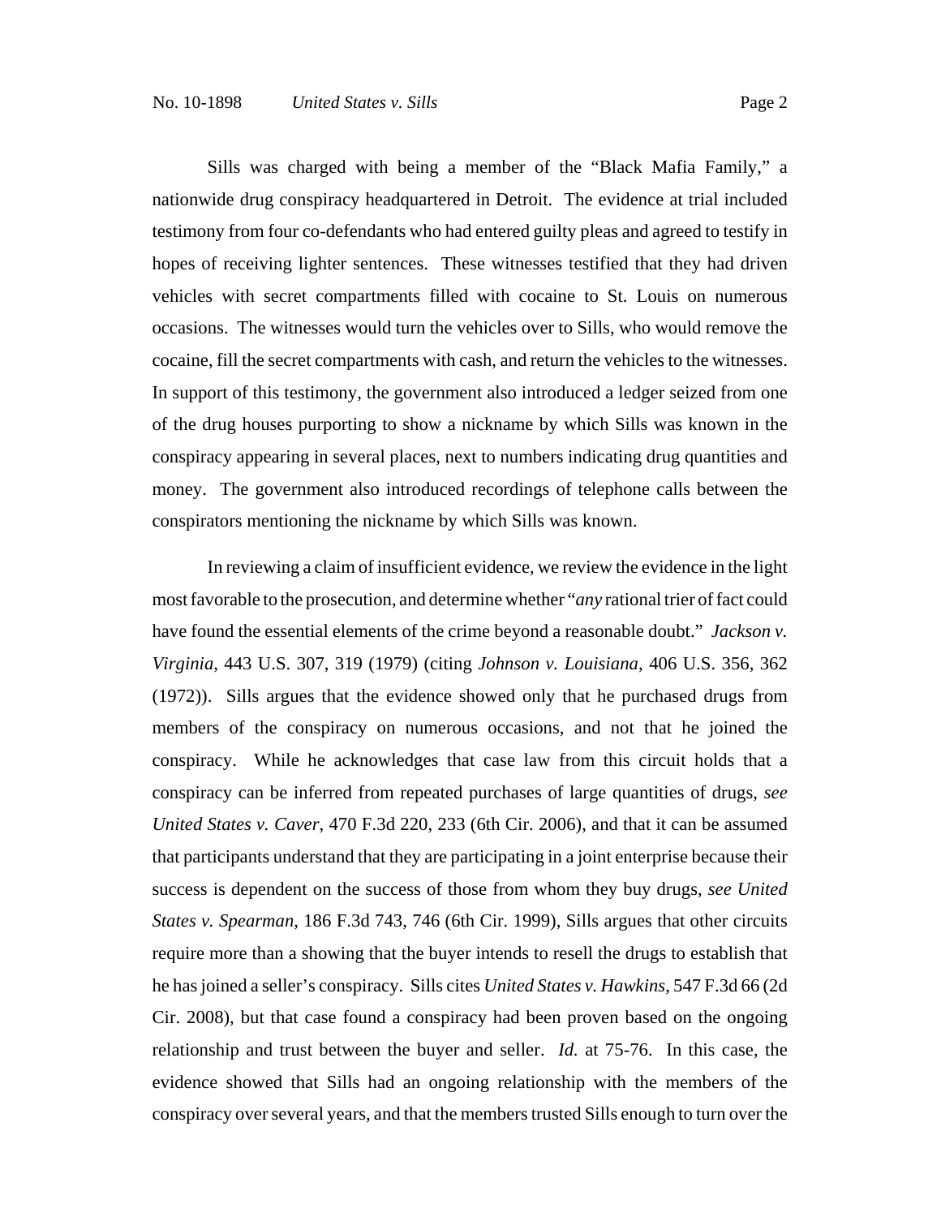Sills was charged with being a member of the "Black Mafia Family," a nationwide drug conspiracy headquartered in Detroit. The evidence at trial included testimony from four co-defendants who had entered guilty pleas and agreed to testify in hopes of receiving lighter sentences. These witnesses testified that they had driven vehicles with secret compartments filled with cocaine to St. Louis on numerous occasions. The witnesses would turn the vehicles over to Sills, who would remove the cocaine, fill the secret compartments with cash, and return the vehicles to the witnesses. In support of this testimony, the government also introduced a ledger seized from one of the drug houses purporting to show a nickname by which Sills was known in the conspiracy appearing in several places, next to numbers indicating drug quantities and money. The government also introduced recordings of telephone calls between the conspirators mentioning the nickname by which Sills was known.

In reviewing a claim of insufficient evidence, we review the evidence in the light most favorable to the prosecution, and determine whether "*any* rational trier of fact could have found the essential elements of the crime beyond a reasonable doubt." *Jackson v. Virginia*, 443 U.S. 307, 319 (1979) (citing *Johnson v. Louisiana*, 406 U.S. 356, 362 (1972)). Sills argues that the evidence showed only that he purchased drugs from members of the conspiracy on numerous occasions, and not that he joined the conspiracy. While he acknowledges that case law from this circuit holds that a conspiracy can be inferred from repeated purchases of large quantities of drugs, *see United States v. Caver*, 470 F.3d 220, 233 (6th Cir. 2006), and that it can be assumed that participants understand that they are participating in a joint enterprise because their success is dependent on the success of those from whom they buy drugs, *see United States v. Spearman*, 186 F.3d 743, 746 (6th Cir. 1999), Sills argues that other circuits require more than a showing that the buyer intends to resell the drugs to establish that he has joined a seller's conspiracy. Sills cites *United States v. Hawkins*, 547 F.3d 66 (2d Cir. 2008), but that case found a conspiracy had been proven based on the ongoing relationship and trust between the buyer and seller. *Id.* at 75-76. In this case, the evidence showed that Sills had an ongoing relationship with the members of the conspiracy over several years, and that the members trusted Sills enough to turn over the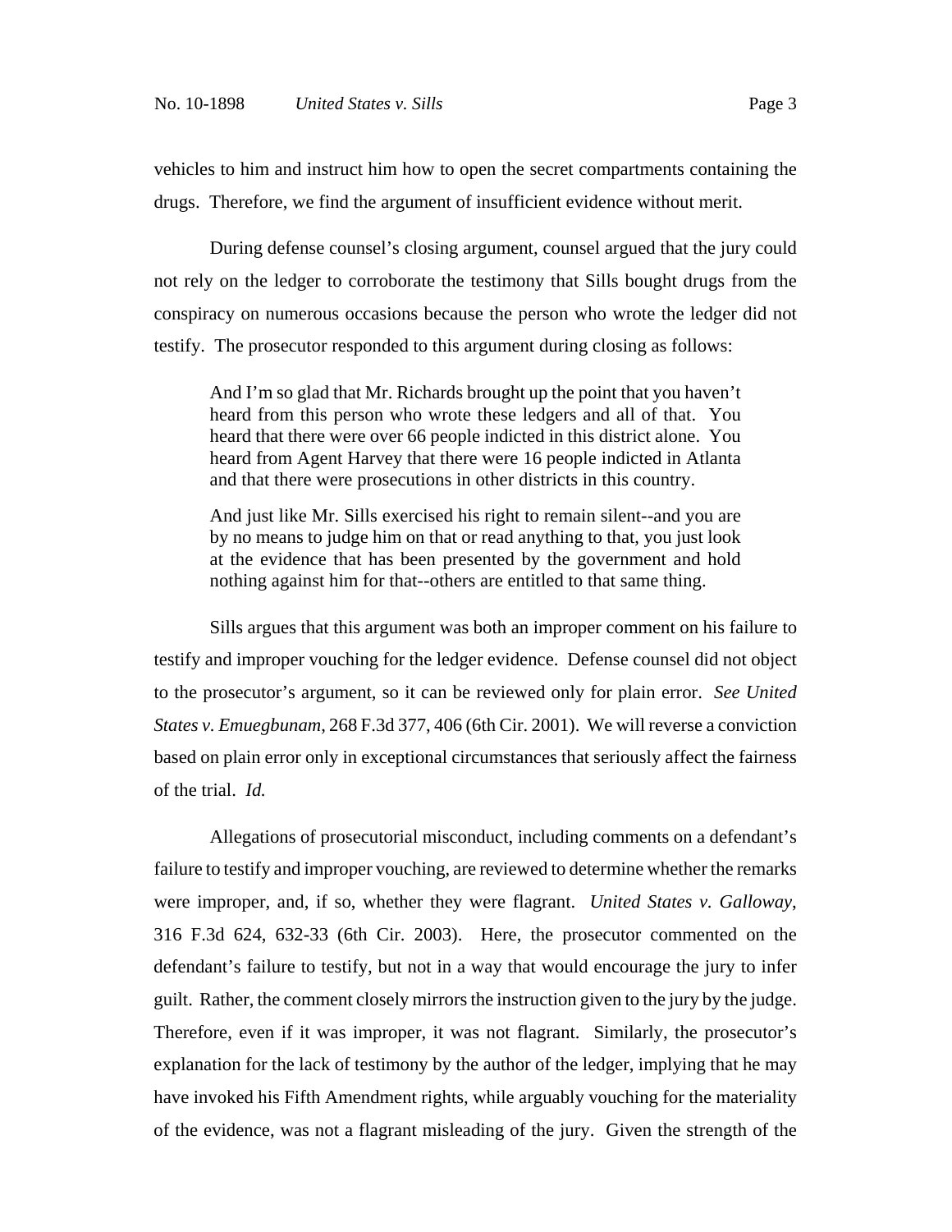vehicles to him and instruct him how to open the secret compartments containing the drugs. Therefore, we find the argument of insufficient evidence without merit.

During defense counsel's closing argument, counsel argued that the jury could not rely on the ledger to corroborate the testimony that Sills bought drugs from the conspiracy on numerous occasions because the person who wrote the ledger did not testify. The prosecutor responded to this argument during closing as follows:

> And I'm so glad that Mr. Richards brought up the point that you haven't heard from this person who wrote these ledgers and all of that. You heard that there were over 66 people indicted in this district alone. You heard from Agent Harvey that there were 16 people indicted in Atlanta and that there were prosecutions in other districts in this country.
>
> And just like Mr. Sills exercised his right to remain silent--and you are by no means to judge him on that or read anything to that, you just look at the evidence that has been presented by the government and hold nothing against him for that--others are entitled to that same thing.

Sills argues that this argument was both an improper comment on his failure to testify and improper vouching for the ledger evidence. Defense counsel did not object to the prosecutor's argument, so it can be reviewed only for plain error. *See United States v. Emuegbunam*, 268 F.3d 377, 406 (6th Cir. 2001). We will reverse a conviction based on plain error only in exceptional circumstances that seriously affect the fairness of the trial. *Id.*

Allegations of prosecutorial misconduct, including comments on a defendant's failure to testify and improper vouching, are reviewed to determine whether the remarks were improper, and, if so, whether they were flagrant. *United States v. Galloway*, 316 F.3d 624, 632-33 (6th Cir. 2003). Here, the prosecutor commented on the defendant's failure to testify, but not in a way that would encourage the jury to infer guilt. Rather, the comment closely mirrors the instruction given to the jury by the judge. Therefore, even if it was improper, it was not flagrant. Similarly, the prosecutor's explanation for the lack of testimony by the author of the ledger, implying that he may have invoked his Fifth Amendment rights, while arguably vouching for the materiality of the evidence, was not a flagrant misleading of the jury. Given the strength of the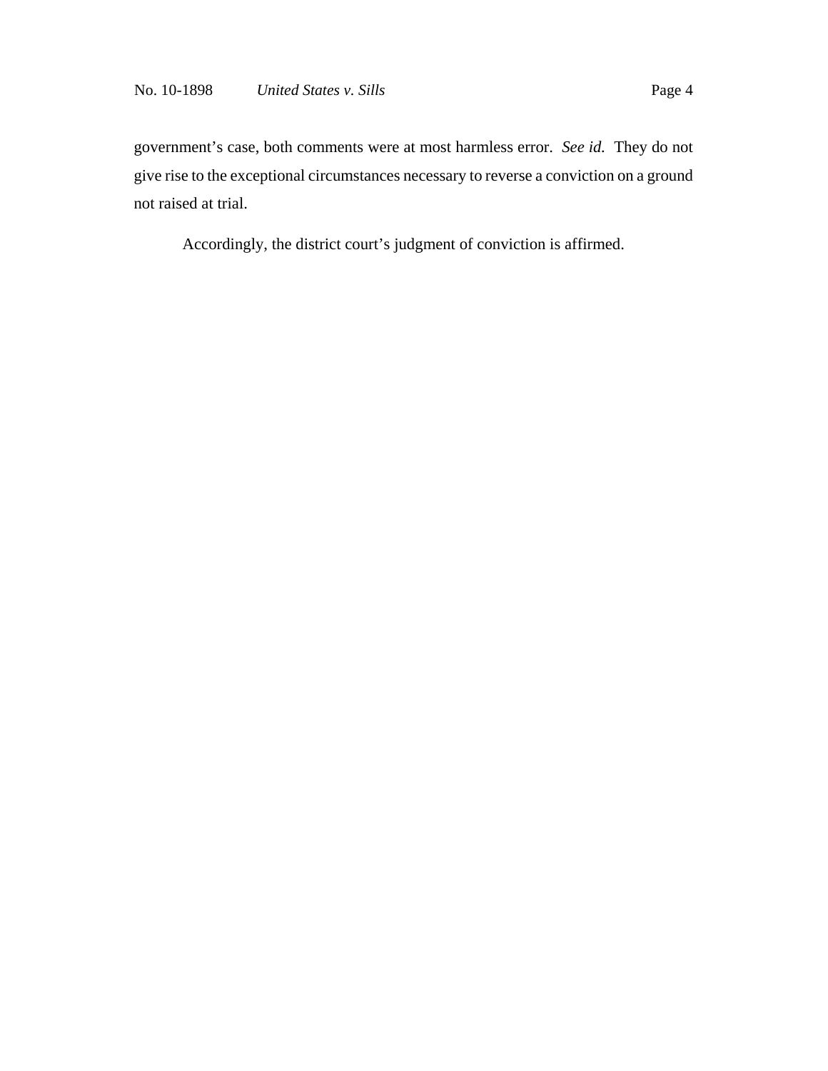government's case, both comments were at most harmless error. *See id.* They do not give rise to the exceptional circumstances necessary to reverse a conviction on a ground not raised at trial.

Accordingly, the district court's judgment of conviction is affirmed.